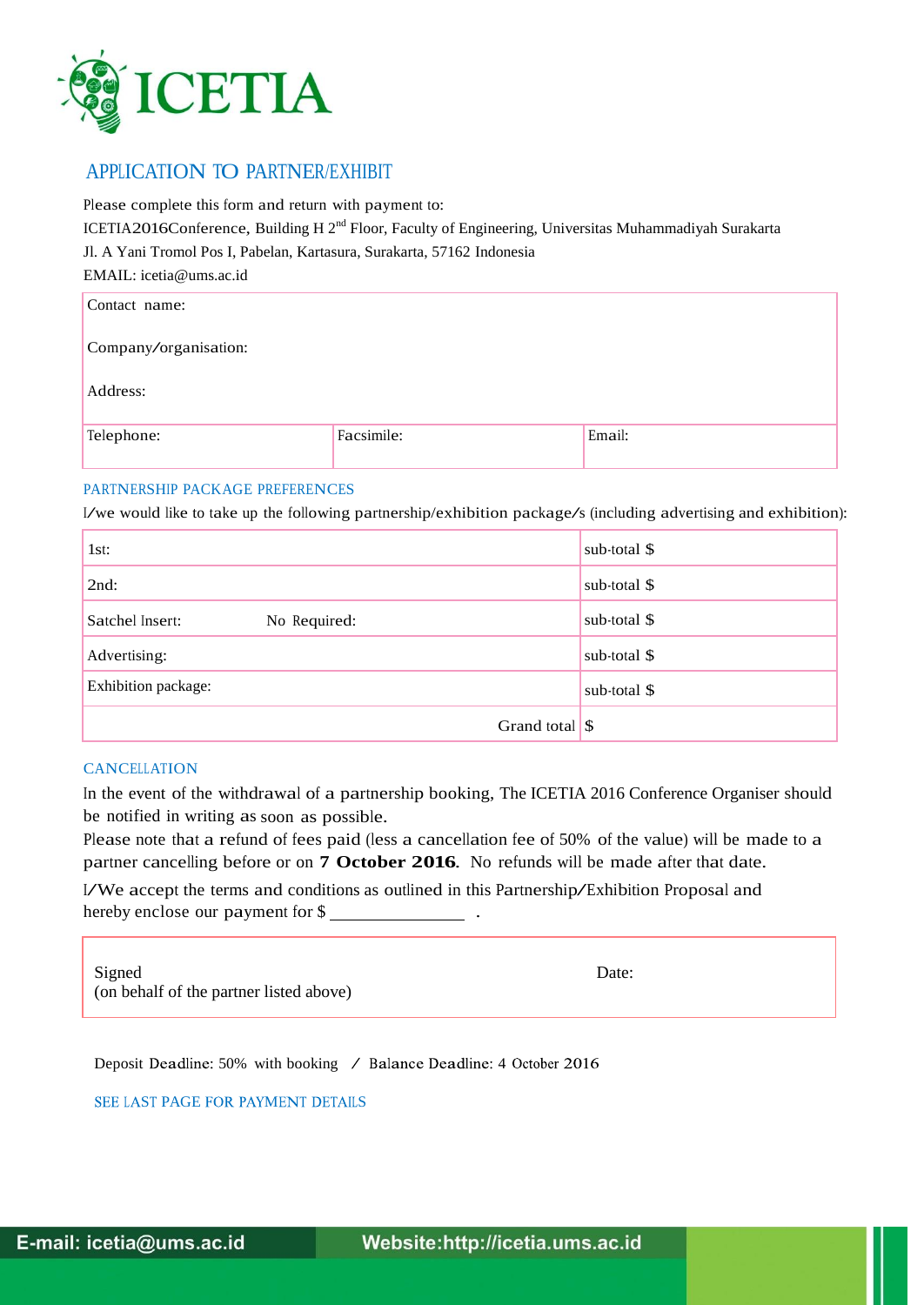# ICETIA

## APPLICATION TO PARTNER/EXHIBIT

Please complete this form and return with payment to:
ICETIA2016Conference, Building H 2[nd] Floor, Faculty of Engineering, Universitas Muhammadiyah Surakarta
Jl. A Yani Tromol Pos I, Pabelan, Kartasura, Surakarta, 57162 Indonesia
EMAIL: icetia@ums.ac.id

| Contact name: | | |
|---|---|---|
| Company/organisation: | | |
| Address: | | |
| Telephone: | Facsimile: | Email: |

### PARTNERSHIP PACKAGE PREFERENCES

I/we would like to take up the following partnership/exhibition package/s (including advertising and exhibition):

| | |
|---|---|
| 1st: | sub-total $ |
| 2nd: | sub-total $ |
| Satchel Insert: No Required: | sub-total $ |
| Advertising: | sub-total $ |
| Exhibition package: | sub-total $ |
| Grand total | $ |

### CANCELLATION

In the event of the withdrawal of a partnership booking, The ICETIA 2016 Conference Organiser should be notified in writing as soon as possible.
Please note that a refund of fees paid (less a cancellation fee of 50% of the value) will be made to a partner cancelling before or on **7 October 2016**. No refunds will be made after that date.

I/We accept the terms and conditions as outlined in this Partnership/Exhibition Proposal and hereby enclose our payment for $ _______________ .

| | |
|---|---|
| Signed<br>(on behalf of the partner listed above) | Date: |

Deposit Deadline: 50% with booking / Balance Deadline: 4 October 2016

SEE LAST PAGE FOR PAYMENT DETAILS

E-mail: icetia@ums.ac.id Website:http://icetia.ums.ac.id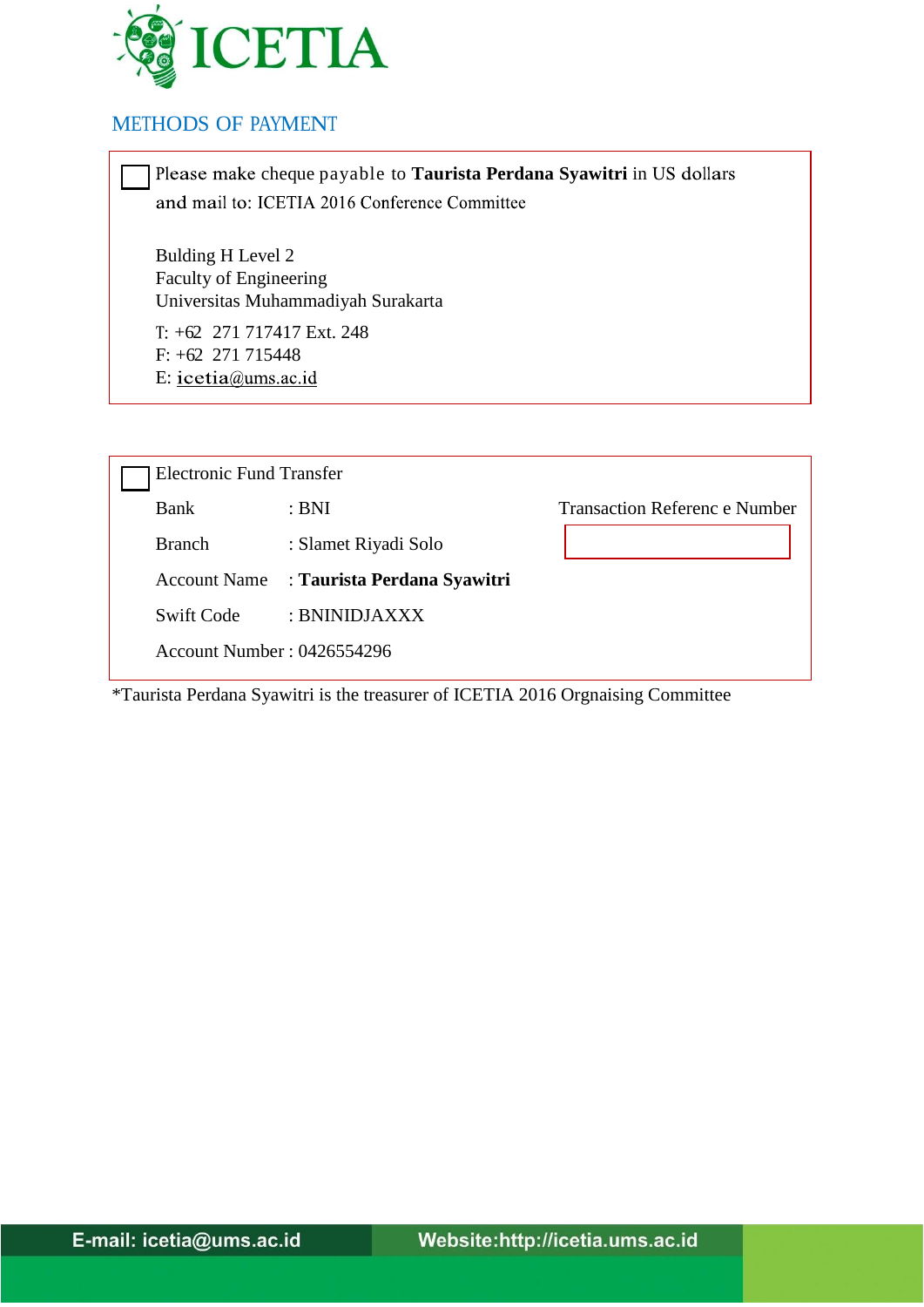ICETIA

## METHODS OF PAYMENT

☐ Please make cheque payable to **Taurista Perdana Syawitri** in US dollars and mail to: ICETIA 2016 Conference Committee

Bulding H Level 2
Faculty of Engineering
Universitas Muhammadiyah Surakarta

T: +62 271 717417 Ext. 248
F: +62 271 715448
E: icetia@ums.ac.id

☐ Electronic Fund Transfer

| | | |
|---|---|---|
| Bank | : BNI | Transaction Referenc e Number |
| Branch | : Slamet Riyadi Solo | |
| Account Name | : **Taurista Perdana Syawitri** | |
| Swift Code | : BNINIDJAXXX | |
| Account Number | : 0426554296 | |

*Taurista Perdana Syawitri is the treasurer of ICETIA 2016 Orgnaising Committee

E-mail: icetia@ums.ac.id Website:http://icetia.ums.ac.id